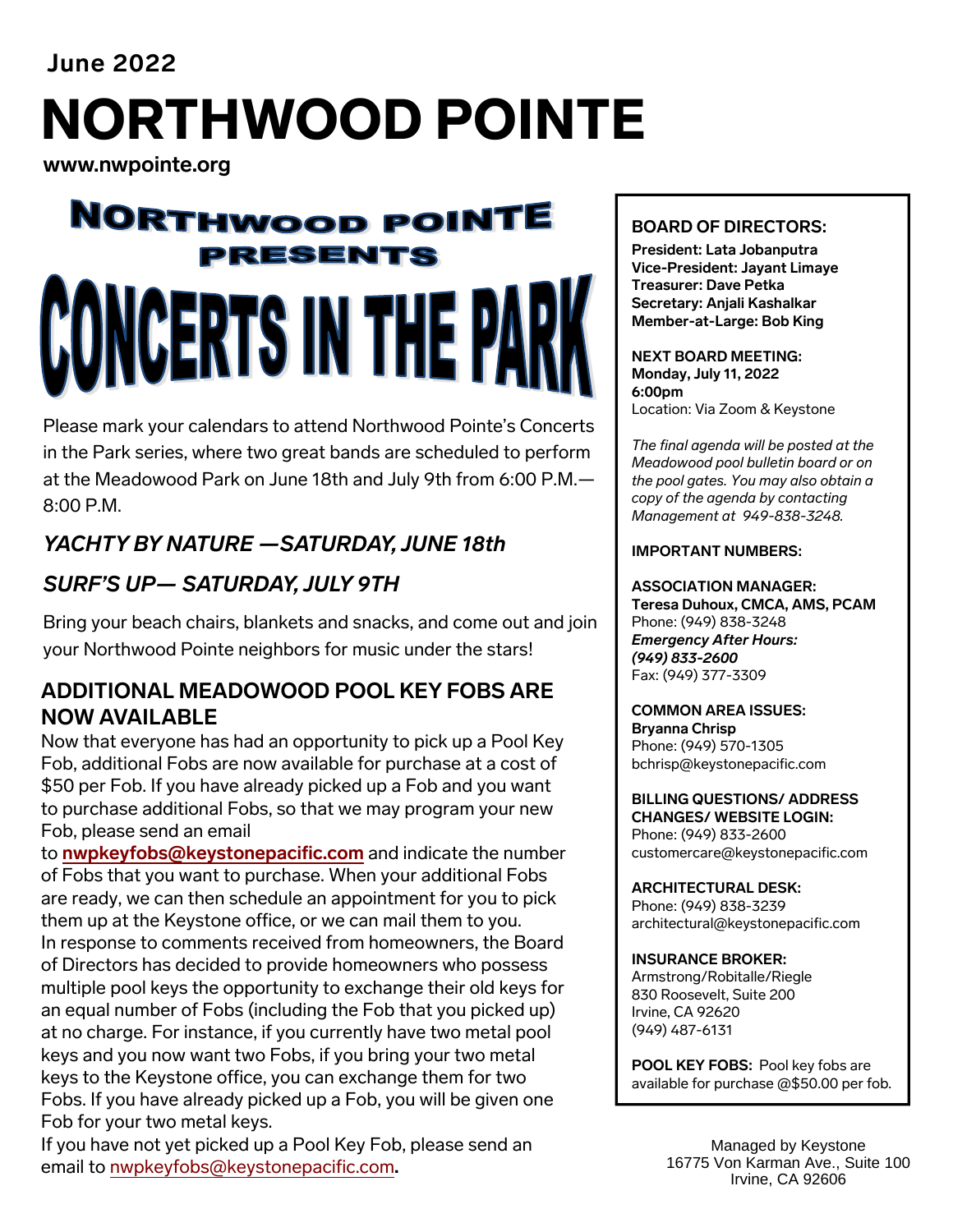June 2022

# NORTHWOOD POINTE

**www.nwpointe.org**

## NORTHWOOD POINTE PRESENTS

# CONCERTS IN THE PARK

Please mark your calendars to attend Northwood Pointe's Concerts in the Park series, where two great bands are scheduled to perform at the Meadowood Park on June 18th and July 9th from 6:00 P.M.—8:00 P.M.

### *YACHTY BY NATURE —SATURDAY, JUNE 18th*

### *SURF'S UP— SATURDAY, JULY 9TH*

Bring your beach chairs, blankets and snacks, and come out and join your Northwood Pointe neighbors for music under the stars!

## ADDITIONAL MEADOWOOD POOL KEY FOBS ARE NOW AVAILABLE

Now that everyone has had an opportunity to pick up a Pool Key Fob, additional Fobs are now available for purchase at a cost of $50 per Fob. If you have already picked up a Fob and you want to purchase additional Fobs, so that we may program your new Fob, please send an email to **nwpkeyfobs@keystonepacific.com** and indicate the number of Fobs that you want to purchase. When your additional Fobs are ready, we can then schedule an appointment for you to pick them up at the Keystone office, or we can mail them to you.

In response to comments received from homeowners, the Board of Directors has decided to provide homeowners who possess multiple pool keys the opportunity to exchange their old keys for an equal number of Fobs (including the Fob that you picked up) at no charge. For instance, if you currently have two metal pool keys and you now want two Fobs, if you bring your two metal keys to the Keystone office, you can exchange them for two Fobs. If you have already picked up a Fob, you will be given one Fob for your two metal keys.

If you have not yet picked up a Pool Key Fob, please send an email to nwpkeyfobs@keystonepacific.com.

---

**BOARD OF DIRECTORS:**

**President: Lata Jobanputra**
**Vice-President: Jayant Limaye**
**Treasurer: Dave Petka**
**Secretary: Anjali Kashalkar**
**Member-at-Large: Bob King**

**NEXT BOARD MEETING:**
**Monday, July 11, 2022**
**6:00pm**
Location: Via Zoom & Keystone

*The final agenda will be posted at the Meadowood pool bulletin board or on the pool gates. You may also obtain a copy of the agenda by contacting Management at 949-838-3248.*

**IMPORTANT NUMBERS:**

**ASSOCIATION MANAGER:**
**Teresa Duhoux, CMCA, AMS, PCAM**
Phone: (949) 838-3248
***Emergency After Hours:***
***(949) 833-2600***
Fax: (949) 377-3309

**COMMON AREA ISSUES:**
**Bryanna Chrisp**
Phone: (949) 570-1305
bchrisp@keystonepacific.com

**BILLING QUESTIONS/ ADDRESS CHANGES/ WEBSITE LOGIN:**
Phone: (949) 833-2600
customercare@keystonepacific.com

**ARCHITECTURAL DESK:**
Phone: (949) 838-3239
architectural@keystonepacific.com

**INSURANCE BROKER:**
Armstrong/Robitalle/Riegle
830 Roosevelt, Suite 200
Irvine, CA 92620
(949) 487-6131

**POOL KEY FOBS:** Pool key fobs are available for purchase @$50.00 per fob.

Managed by Keystone
16775 Von Karman Ave., Suite 100
Irvine, CA 92606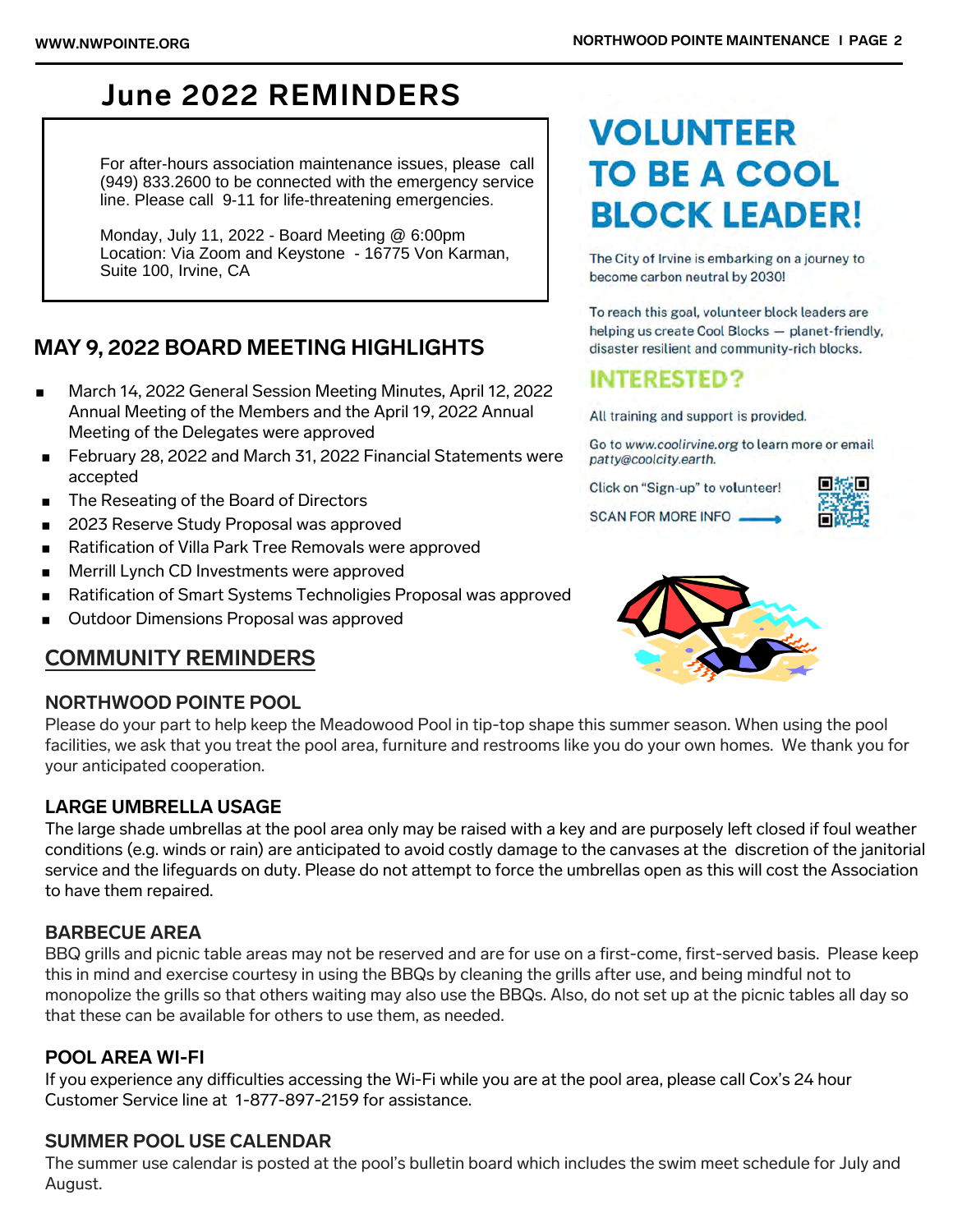# June 2022 REMINDERS

For after-hours association maintenance issues, please call (949) 833.2600 to be connected with the emergency service line. Please call 9-11 for life-threatening emergencies.

Monday, July 11, 2022 - Board Meeting @ 6:00pm
Location: Via Zoom and Keystone - 16775 Von Karman, Suite 100, Irvine, CA

## MAY 9, 2022 BOARD MEETING HIGHLIGHTS

- March 14, 2022 General Session Meeting Minutes, April 12, 2022 Annual Meeting of the Members and the April 19, 2022 Annual Meeting of the Delegates were approved
- February 28, 2022 and March 31, 2022 Financial Statements were accepted
- The Reseating of the Board of Directors
- 2023 Reserve Study Proposal was approved
- Ratification of Villa Park Tree Removals were approved
- Merrill Lynch CD Investments were approved
- Ratification of Smart Systems Technoligies Proposal was approved
- Outdoor Dimensions Proposal was approved

## VOLUNTEER TO BE A COOL BLOCK LEADER!

The City of Irvine is embarking on a journey to become carbon neutral by 2030!

To reach this goal, volunteer block leaders are helping us create Cool Blocks — planet-friendly, disaster resilient and community-rich blocks.

### INTERESTED?

All training and support is provided.

Go to *www.coolirvine.org* to learn more or email *patty@coolcity.earth*.

Click on "Sign-up" to volunteer!

SCAN FOR MORE INFO →

## COMMUNITY REMINDERS

### NORTHWOOD POINTE POOL

Please do your part to help keep the Meadowood Pool in tip-top shape this summer season. When using the pool facilities, we ask that you treat the pool area, furniture and restrooms like you do your own homes. We thank you for your anticipated cooperation.

### LARGE UMBRELLA USAGE

The large shade umbrellas at the pool area only may be raised with a key and are purposely left closed if foul weather conditions (e.g. winds or rain) are anticipated to avoid costly damage to the canvases at the discretion of the janitorial service and the lifeguards on duty. Please do not attempt to force the umbrellas open as this will cost the Association to have them repaired.

### BARBECUE AREA

BBQ grills and picnic table areas may not be reserved and are for use on a first-come, first-served basis. Please keep this in mind and exercise courtesy in using the BBQs by cleaning the grills after use, and being mindful not to monopolize the grills so that others waiting may also use the BBQs. Also, do not set up at the picnic tables all day so that these can be available for others to use them, as needed.

### POOL AREA WI-FI

If you experience any difficulties accessing the Wi-Fi while you are at the pool area, please call Cox's 24 hour Customer Service line at 1-877-897-2159 for assistance.

### SUMMER POOL USE CALENDAR

The summer use calendar is posted at the pool's bulletin board which includes the swim meet schedule for July and August.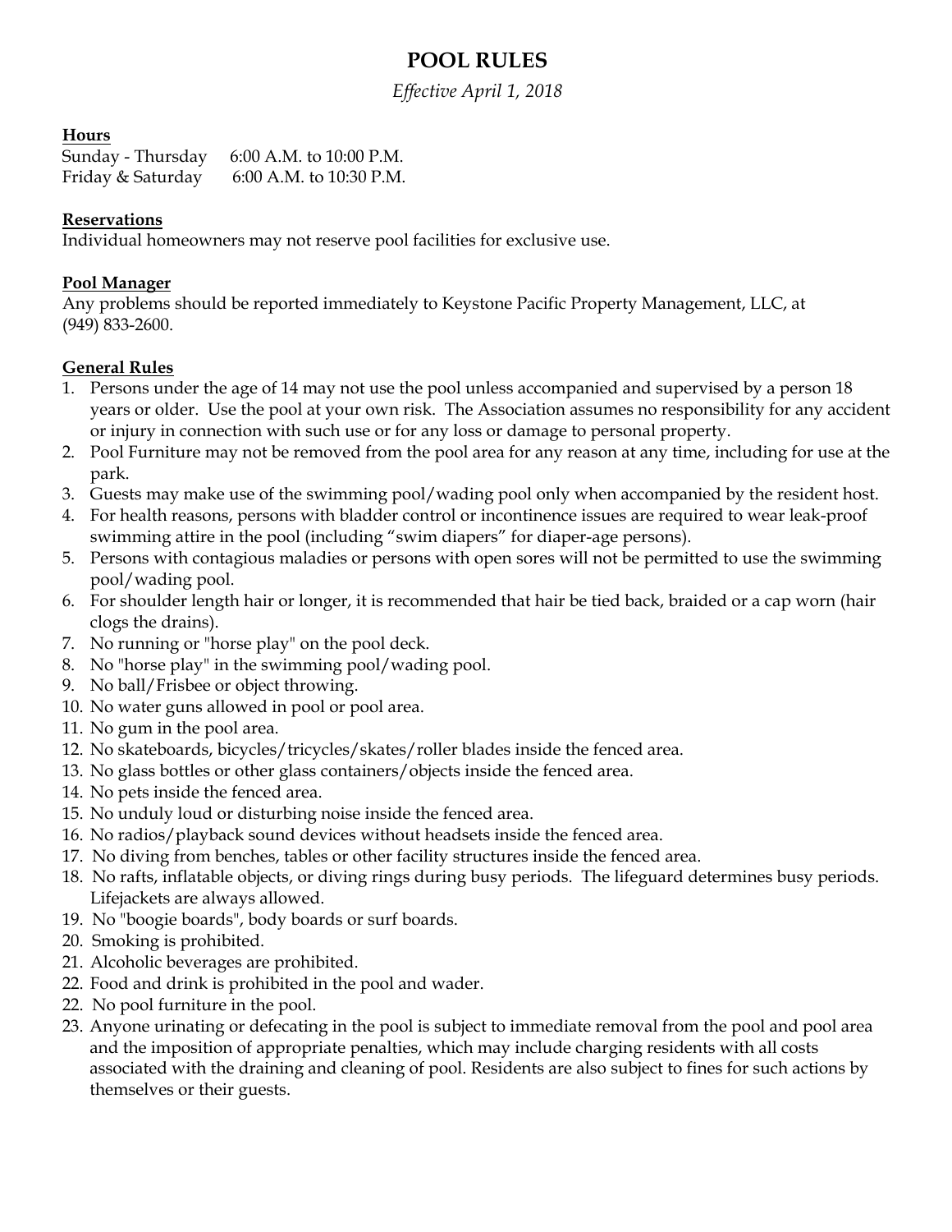# POOL RULES

*Effective April 1, 2018*

**Hours**

Sunday - Thursday 6:00 A.M. to 10:00 P.M.
Friday & Saturday 6:00 A.M. to 10:30 P.M.

**Reservations**

Individual homeowners may not reserve pool facilities for exclusive use.

**Pool Manager**

Any problems should be reported immediately to Keystone Pacific Property Management, LLC, at (949) 833-2600.

**General Rules**

1. Persons under the age of 14 may not use the pool unless accompanied and supervised by a person 18 years or older. Use the pool at your own risk. The Association assumes no responsibility for any accident or injury in connection with such use or for any loss or damage to personal property.
2. Pool Furniture may not be removed from the pool area for any reason at any time, including for use at the park.
3. Guests may make use of the swimming pool/wading pool only when accompanied by the resident host.
4. For health reasons, persons with bladder control or incontinence issues are required to wear leak-proof swimming attire in the pool (including "swim diapers" for diaper-age persons).
5. Persons with contagious maladies or persons with open sores will not be permitted to use the swimming pool/wading pool.
6. For shoulder length hair or longer, it is recommended that hair be tied back, braided or a cap worn (hair clogs the drains).
7. No running or "horse play" on the pool deck.
8. No "horse play" in the swimming pool/wading pool.
9. No ball/Frisbee or object throwing.
10. No water guns allowed in pool or pool area.
11. No gum in the pool area.
12. No skateboards, bicycles/tricycles/skates/roller blades inside the fenced area.
13. No glass bottles or other glass containers/objects inside the fenced area.
14. No pets inside the fenced area.
15. No unduly loud or disturbing noise inside the fenced area.
16. No radios/playback sound devices without headsets inside the fenced area.
17. No diving from benches, tables or other facility structures inside the fenced area.
18. No rafts, inflatable objects, or diving rings during busy periods. The lifeguard determines busy periods. Lifejackets are always allowed.
19. No "boogie boards", body boards or surf boards.
20. Smoking is prohibited.
21. Alcoholic beverages are prohibited.
22. Food and drink is prohibited in the pool and wader.
22. No pool furniture in the pool.
23. Anyone urinating or defecating in the pool is subject to immediate removal from the pool and pool area and the imposition of appropriate penalties, which may include charging residents with all costs associated with the draining and cleaning of pool. Residents are also subject to fines for such actions by themselves or their guests.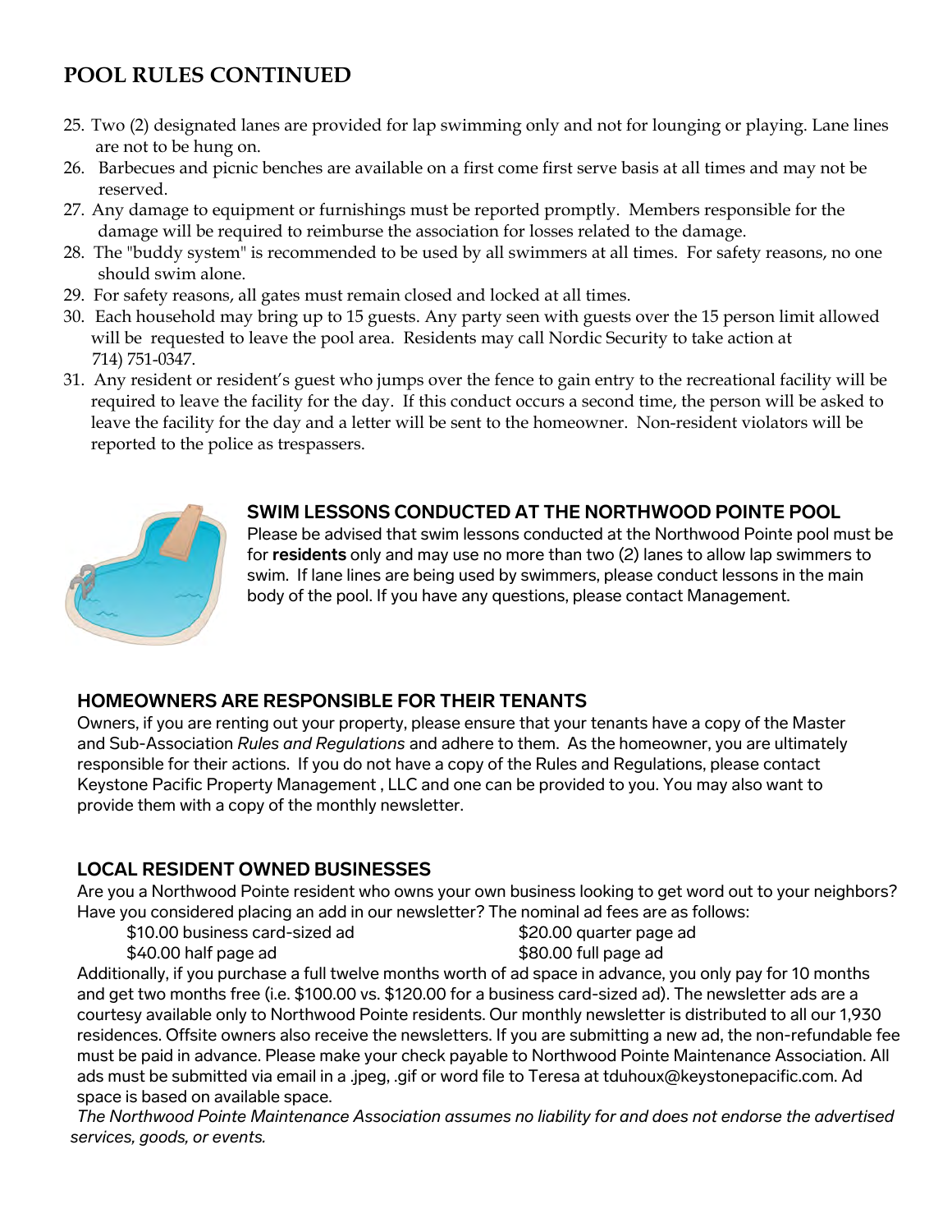## POOL RULES CONTINUED

25. Two (2) designated lanes are provided for lap swimming only and not for lounging or playing. Lane lines are not to be hung on.
26. Barbecues and picnic benches are available on a first come first serve basis at all times and may not be reserved.
27. Any damage to equipment or furnishings must be reported promptly. Members responsible for the damage will be required to reimburse the association for losses related to the damage.
28. The "buddy system" is recommended to be used by all swimmers at all times. For safety reasons, no one should swim alone.
29. For safety reasons, all gates must remain closed and locked at all times.
30. Each household may bring up to 15 guests. Any party seen with guests over the 15 person limit allowed will be requested to leave the pool area. Residents may call Nordic Security to take action at 714) 751-0347.
31. Any resident or resident's guest who jumps over the fence to gain entry to the recreational facility will be required to leave the facility for the day. If this conduct occurs a second time, the person will be asked to leave the facility for the day and a letter will be sent to the homeowner. Non-resident violators will be reported to the police as trespassers.

### SWIM LESSONS CONDUCTED AT THE NORTHWOOD POINTE POOL

Please be advised that swim lessons conducted at the Northwood Pointe pool must be for **residents** only and may use no more than two (2) lanes to allow lap swimmers to swim. If lane lines are being used by swimmers, please conduct lessons in the main body of the pool. If you have any questions, please contact Management.

### HOMEOWNERS ARE RESPONSIBLE FOR THEIR TENANTS

Owners, if you are renting out your property, please ensure that your tenants have a copy of the Master and Sub-Association *Rules and Regulations* and adhere to them. As the homeowner, you are ultimately responsible for their actions. If you do not have a copy of the Rules and Regulations, please contact Keystone Pacific Property Management , LLC and one can be provided to you. You may also want to provide them with a copy of the monthly newsletter.

### LOCAL RESIDENT OWNED BUSINESSES

Are you a Northwood Pointe resident who owns your own business looking to get word out to your neighbors? Have you considered placing an add in our newsletter? The nominal ad fees are as follows:

- $10.00 business card-sized ad
- $20.00 quarter page ad
- $40.00 half page ad
- $80.00 full page ad

Additionally, if you purchase a full twelve months worth of ad space in advance, you only pay for 10 months and get two months free (i.e. $100.00 vs. $120.00 for a business card-sized ad). The newsletter ads are a courtesy available only to Northwood Pointe residents. Our monthly newsletter is distributed to all our 1,930 residences. Offsite owners also receive the newsletters. If you are submitting a new ad, the non-refundable fee must be paid in advance. Please make your check payable to Northwood Pointe Maintenance Association. All ads must be submitted via email in a .jpeg, .gif or word file to Teresa at tduhoux@keystonepacific.com. Ad space is based on available space.

*The Northwood Pointe Maintenance Association assumes no liability for and does not endorse the advertised services, goods, or events.*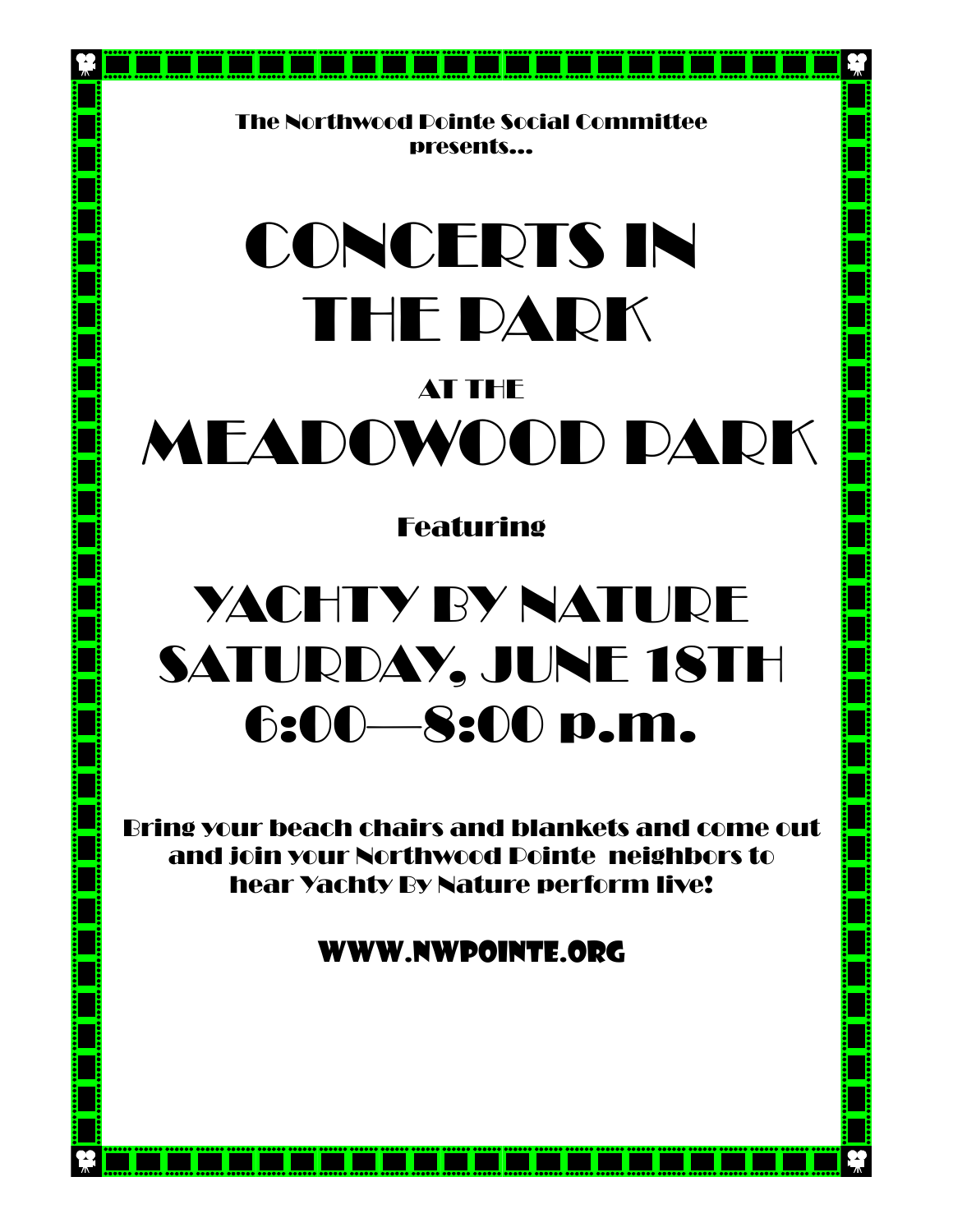The Northwood Pointe Social Committee presents…

# CONCERTS IN THE PARK

AT THE

# MEADOWOOD PARK

Featuring

## YACHTY BY NATURE
## SATURDAY, JUNE 18TH
## 6:00—8:00 p.m.

Bring your beach chairs and blankets and come out and join your Northwood Pointe neighbors to hear Yachty By Nature perform live!

**WWW.NWPOINTE.ORG**